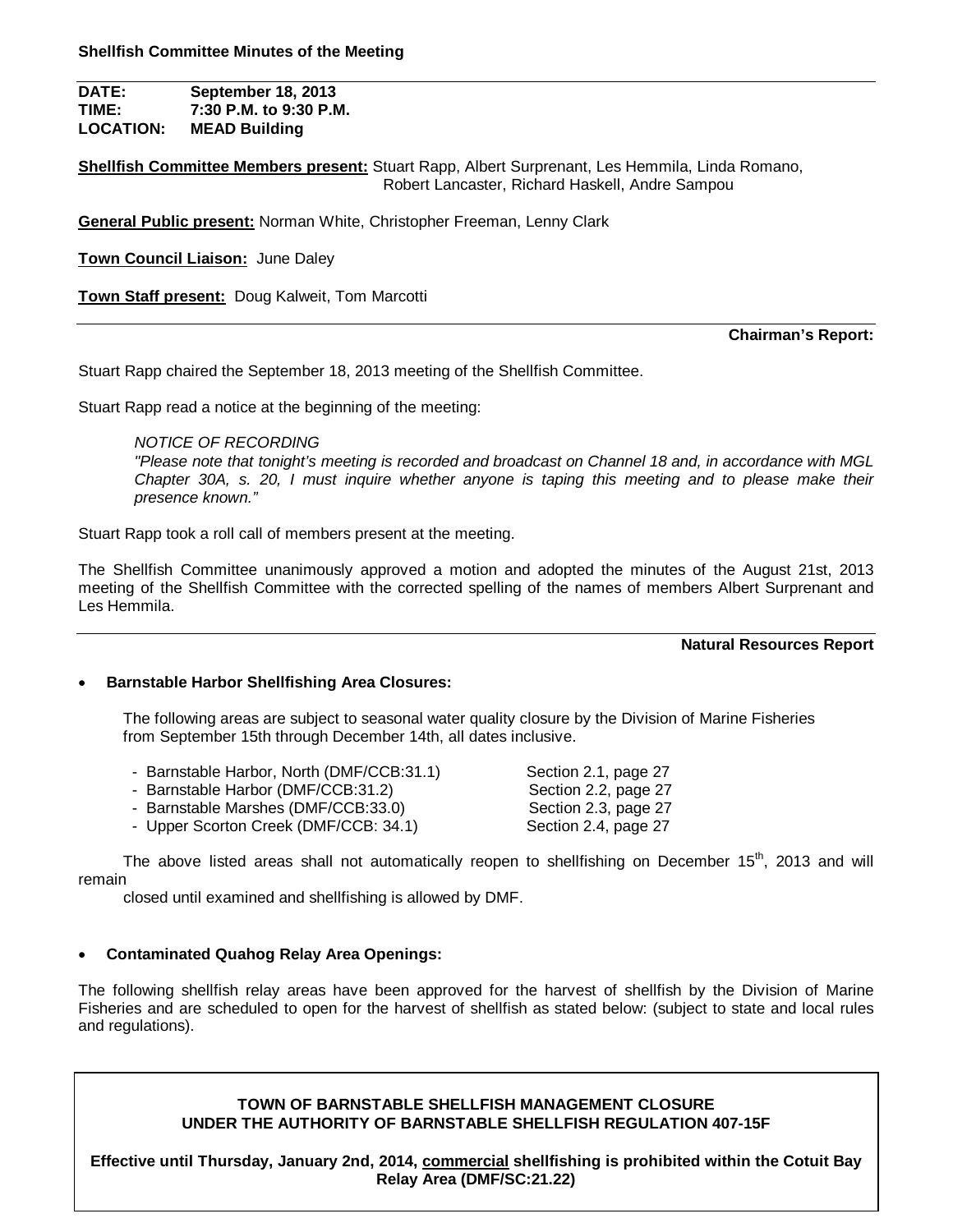**Shellfish Committee Minutes of the Meeting**

**DATE:** September 18, 2013
**TIME:** 7:30 P.M. to 9:30 P.M.
**LOCATION:** MEAD Building

**Shellfish Committee Members present:** Stuart Rapp, Albert Surprenant, Les Hemmila, Linda Romano, Robert Lancaster, Richard Haskell, Andre Sampou

**General Public present:** Norman White, Christopher Freeman, Lenny Clark

**Town Council Liaison:** June Daley

**Town Staff present:** Doug Kalweit, Tom Marcotti

## Chairman's Report:

Stuart Rapp chaired the September 18, 2013 meeting of the Shellfish Committee.

Stuart Rapp read a notice at the beginning of the meeting:

> *NOTICE OF RECORDING*
> *"Please note that tonight's meeting is recorded and broadcast on Channel 18 and, in accordance with MGL Chapter 30A, s. 20, I must inquire whether anyone is taping this meeting and to please make their presence known."*

Stuart Rapp took a roll call of members present at the meeting.

The Shellfish Committee unanimously approved a motion and adopted the minutes of the August 21st, 2013 meeting of the Shellfish Committee with the corrected spelling of the names of members Albert Surprenant and Les Hemmila.

## Natural Resources Report

- **Barnstable Harbor Shellfishing Area Closures:**

The following areas are subject to seasonal water quality closure by the Division of Marine Fisheries from September 15th through December 14th, all dates inclusive.

- Barnstable Harbor, North (DMF/CCB:31.1) — Section 2.1, page 27
- Barnstable Harbor (DMF/CCB:31.2) — Section 2.2, page 27
- Barnstable Marshes (DMF/CCB:33.0) — Section 2.3, page 27
- Upper Scorton Creek (DMF/CCB: 34.1) — Section 2.4, page 27

The above listed areas shall not automatically reopen to shellfishing on December 15th, 2013 and will remain closed until examined and shellfishing is allowed by DMF.

- **Contaminated Quahog Relay Area Openings:**

The following shellfish relay areas have been approved for the harvest of shellfish by the Division of Marine Fisheries and are scheduled to open for the harvest of shellfish as stated below: (subject to state and local rules and regulations).

**TOWN OF BARNSTABLE SHELLFISH MANAGEMENT CLOSURE UNDER THE AUTHORITY OF BARNSTABLE SHELLFISH REGULATION 407-15F**

**Effective until Thursday, January 2nd, 2014, commercial shellfishing is prohibited within the Cotuit Bay Relay Area (DMF/SC:21.22)**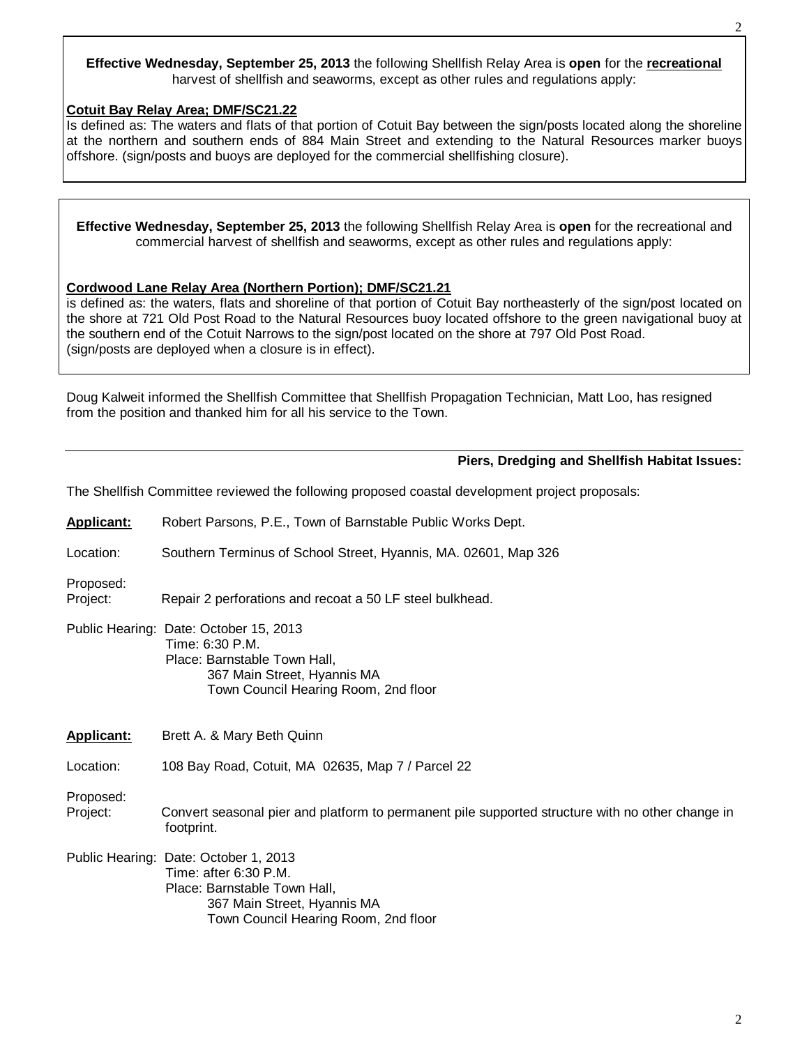**Effective Wednesday, September 25, 2013** the following Shellfish Relay Area is **open** for the **recreational** harvest of shellfish and seaworms, except as other rules and regulations apply:

**Cotuit Bay Relay Area; DMF/SC21.22**
Is defined as: The waters and flats of that portion of Cotuit Bay between the sign/posts located along the shoreline at the northern and southern ends of 884 Main Street and extending to the Natural Resources marker buoys offshore. (sign/posts and buoys are deployed for the commercial shellfishing closure).

**Effective Wednesday, September 25, 2013** the following Shellfish Relay Area is **open** for the recreational and commercial harvest of shellfish and seaworms, except as other rules and regulations apply:

**Cordwood Lane Relay Area (Northern Portion); DMF/SC21.21**
is defined as: the waters, flats and shoreline of that portion of Cotuit Bay northeasterly of the sign/post located on the shore at 721 Old Post Road to the Natural Resources buoy located offshore to the green navigational buoy at the southern end of the Cotuit Narrows to the sign/post located on the shore at 797 Old Post Road.
(sign/posts are deployed when a closure is in effect).

Doug Kalweit informed the Shellfish Committee that Shellfish Propagation Technician, Matt Loo, has resigned from the position and thanked him for all his service to the Town.

**Piers, Dredging and Shellfish Habitat Issues:**

The Shellfish Committee reviewed the following proposed coastal development project proposals:

**Applicant:** Robert Parsons, P.E., Town of Barnstable Public Works Dept.

Location: Southern Terminus of School Street, Hyannis, MA. 02601, Map 326

Proposed Project: Repair 2 perforations and recoat a 50 LF steel bulkhead.

Public Hearing: Date: October 15, 2013
Time: 6:30 P.M.
Place: Barnstable Town Hall,
367 Main Street, Hyannis MA
Town Council Hearing Room, 2nd floor

**Applicant:** Brett A. & Mary Beth Quinn

Location: 108 Bay Road, Cotuit, MA 02635, Map 7 / Parcel 22

Proposed Project: Convert seasonal pier and platform to permanent pile supported structure with no other change in footprint.

Public Hearing: Date: October 1, 2013
Time: after 6:30 P.M.
Place: Barnstable Town Hall,
367 Main Street, Hyannis MA
Town Council Hearing Room, 2nd floor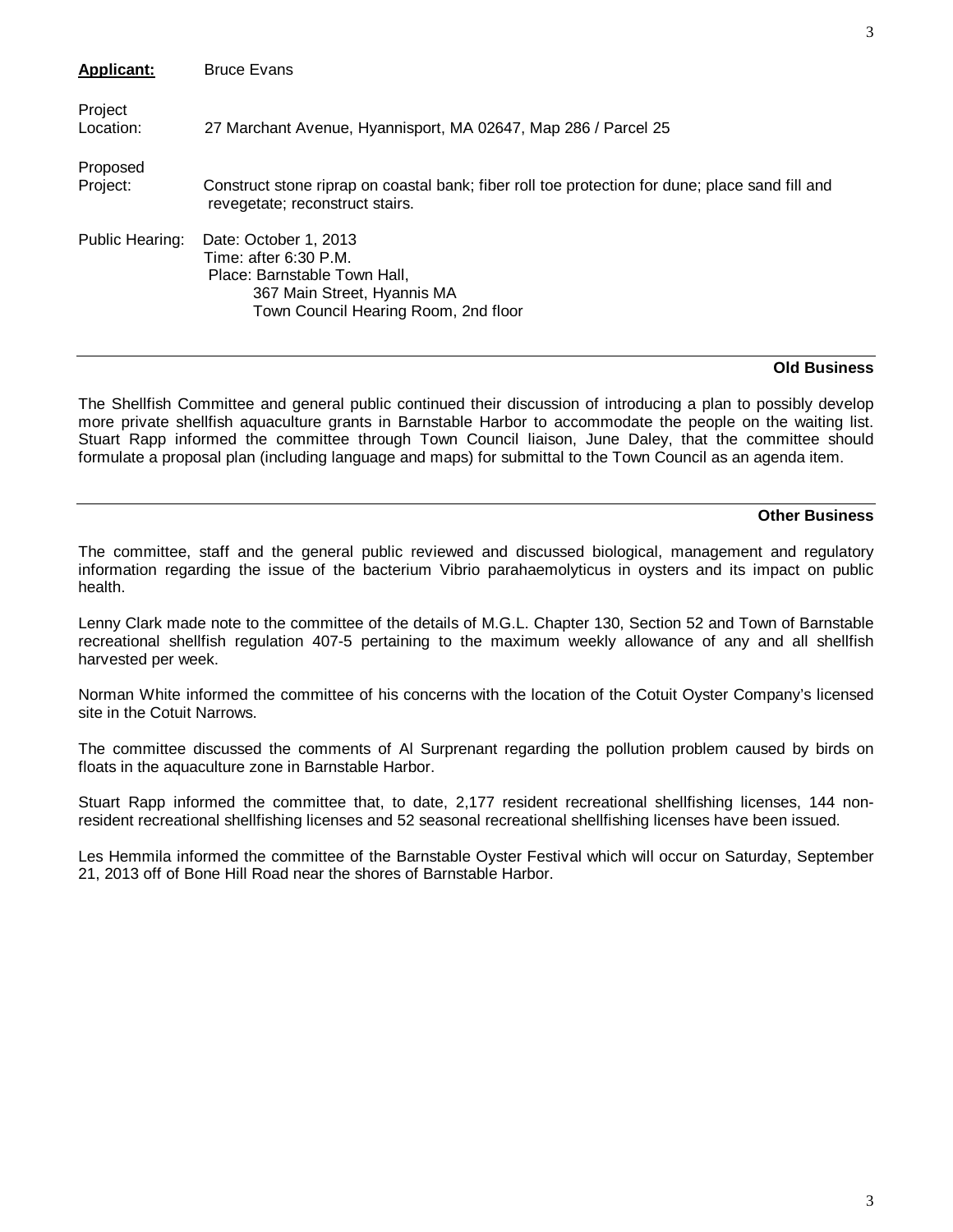**Applicant:** Bruce Evans

Project Location: 27 Marchant Avenue, Hyannisport, MA 02647, Map 286 / Parcel 25

Proposed Project: Construct stone riprap on coastal bank; fiber roll toe protection for dune; place sand fill and revegetate; reconstruct stairs.

Public Hearing: Date: October 1, 2013
Time: after 6:30 P.M.
Place: Barnstable Town Hall,
367 Main Street, Hyannis MA
Town Council Hearing Room, 2nd floor

---

**Old Business**

The Shellfish Committee and general public continued their discussion of introducing a plan to possibly develop more private shellfish aquaculture grants in Barnstable Harbor to accommodate the people on the waiting list. Stuart Rapp informed the committee through Town Council liaison, June Daley, that the committee should formulate a proposal plan (including language and maps) for submittal to the Town Council as an agenda item.

---

**Other Business**

The committee, staff and the general public reviewed and discussed biological, management and regulatory information regarding the issue of the bacterium Vibrio parahaemolyticus in oysters and its impact on public health.

Lenny Clark made note to the committee of the details of M.G.L. Chapter 130, Section 52 and Town of Barnstable recreational shellfish regulation 407-5 pertaining to the maximum weekly allowance of any and all shellfish harvested per week.

Norman White informed the committee of his concerns with the location of the Cotuit Oyster Company's licensed site in the Cotuit Narrows.

The committee discussed the comments of Al Surprenant regarding the pollution problem caused by birds on floats in the aquaculture zone in Barnstable Harbor.

Stuart Rapp informed the committee that, to date, 2,177 resident recreational shellfishing licenses, 144 non-resident recreational shellfishing licenses and 52 seasonal recreational shellfishing licenses have been issued.

Les Hemmila informed the committee of the Barnstable Oyster Festival which will occur on Saturday, September 21, 2013 off of Bone Hill Road near the shores of Barnstable Harbor.